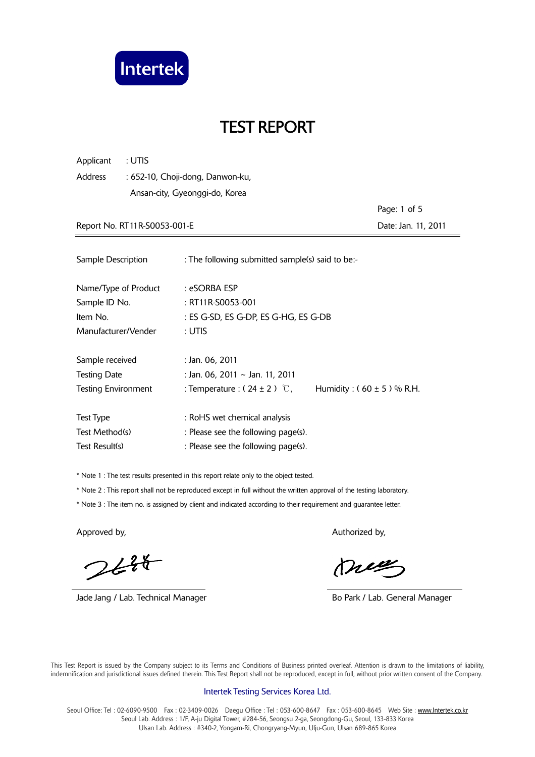Intertek

# TEST REPORT

Applicant : UTIS

Address : 652-10, Choji-dong, Danwon-ku,
Ansan-city, Gyeonggi-do, Korea

Report No. RT11R-S0053-001-E

Date: Jan. 11, 2011

| | |
|---|---|
| Sample Description | : The following submitted sample(s) said to be:- |
| Name/Type of Product | : eSORBA ESP |
| Sample ID No. | : RT11R-S0053-001 |
| Item No. | : ES G-SD, ES G-DP, ES G-HG, ES G-DB |
| Manufacturer/Vender | : UTIS |
| Sample received | : Jan. 06, 2011 |
| Testing Date | : Jan. 06, 2011 ~ Jan. 11, 2011 |
| Testing Environment | : Temperature : ( 24 ± 2 ) ℃, Humidity : ( 60 ± 5 ) % R.H. |
| Test Type | : RoHS wet chemical analysis |
| Test Method(s) | : Please see the following page(s). |
| Test Result(s) | : Please see the following page(s). |

* Note 1 : The test results presented in this report relate only to the object tested.

* Note 2 : This report shall not be reproduced except in full without the written approval of the testing laboratory.

* Note 3 : The item no. is assigned by client and indicated according to their requirement and guarantee letter.

Approved by,

Jade Jang / Lab. Technical Manager

Authorized by,

Bo Park / Lab. General Manager

This Test Report is issued by the Company subject to its Terms and Conditions of Business printed overleaf. Attention is drawn to the limitations of liability, indemnification and jurisdictional issues defined therein. This Test Report shall not be reproduced, except in full, without prior written consent of the Company.

Intertek Testing Services Korea Ltd.

Seoul Office: Tel : 02-6090-9500 Fax : 02-3409-0026 Daegu Office : Tel : 053-600-8647 Fax : 053-600-8645 Web Site : www.Intertek.co.kr
Seoul Lab. Address : 1/F, A-ju Digital Tower, #284-56, Seongsu 2-ga, Seongdong-Gu, Seoul, 133-833 Korea
Ulsan Lab. Address : #340-2, Yongam-Ri, Chongryang-Myun, Ulju-Gun, Ulsan 689-865 Korea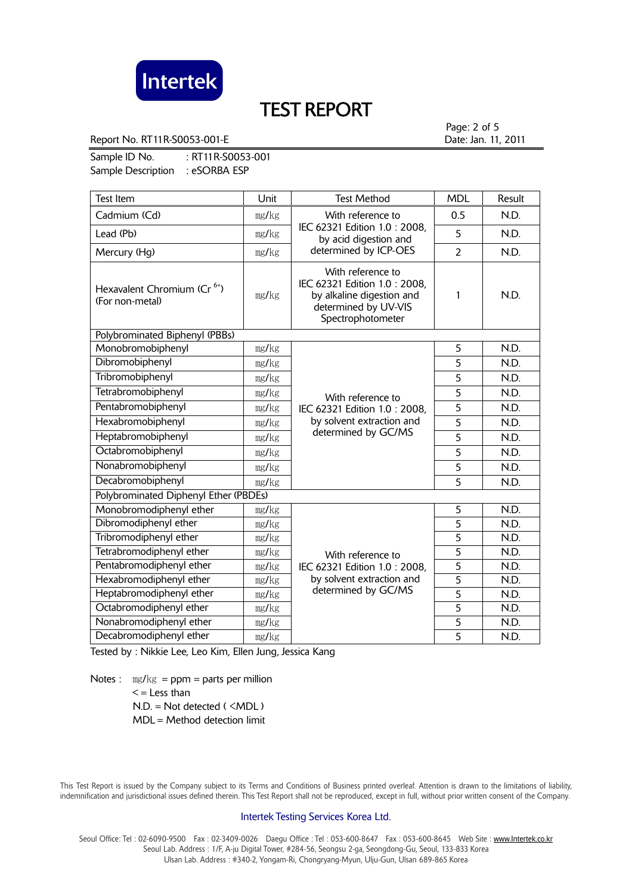# TEST REPORT

Report No. RT11R-S0053-001-E

Date: Jan. 11, 2011

Sample ID No. : RT11R-S0053-001

Sample Description : eSORBA ESP

| Test Item | Unit | Test Method | MDL | Result |
|---|---|---|---|---|
| Cadmium (Cd) | mg/kg | With reference to IEC 62321 Edition 1.0 : 2008, by acid digestion and determined by ICP-OES | 0.5 | N.D. |
| Lead (Pb) | mg/kg | | 5 | N.D. |
| Mercury (Hg) | mg/kg | | 2 | N.D. |
| Hexavalent Chromium ($Cr^{6+}$) (For non-metal) | mg/kg | With reference to IEC 62321 Edition 1.0 : 2008, by alkaline digestion and determined by UV-VIS Spectrophotometer | 1 | N.D. |
| Polybrominated Biphenyl (PBBs) | | | | |
| Monobromobiphenyl | mg/kg | With reference to IEC 62321 Edition 1.0 : 2008, by solvent extraction and determined by GC/MS | 5 | N.D. |
| Dibromobiphenyl | mg/kg | | 5 | N.D. |
| Tribromobiphenyl | mg/kg | | 5 | N.D. |
| Tetrabromobiphenyl | mg/kg | | 5 | N.D. |
| Pentabromobiphenyl | mg/kg | | 5 | N.D. |
| Hexabromobiphenyl | mg/kg | | 5 | N.D. |
| Heptabromobiphenyl | mg/kg | | 5 | N.D. |
| Octabromobiphenyl | mg/kg | | 5 | N.D. |
| Nonabromobiphenyl | mg/kg | | 5 | N.D. |
| Decabromobiphenyl | mg/kg | | 5 | N.D. |
| Polybrominated Diphenyl Ether (PBDEs) | | | | |
| Monobromodiphenyl ether | mg/kg | With reference to IEC 62321 Edition 1.0 : 2008, by solvent extraction and determined by GC/MS | 5 | N.D. |
| Dibromodiphenyl ether | mg/kg | | 5 | N.D. |
| Tribromodiphenyl ether | mg/kg | | 5 | N.D. |
| Tetrabromodiphenyl ether | mg/kg | | 5 | N.D. |
| Pentabromodiphenyl ether | mg/kg | | 5 | N.D. |
| Hexabromodiphenyl ether | mg/kg | | 5 | N.D. |
| Heptabromodiphenyl ether | mg/kg | | 5 | N.D. |
| Octabromodiphenyl ether | mg/kg | | 5 | N.D. |
| Nonabromodiphenyl ether | mg/kg | | 5 | N.D. |
| Decabromodiphenyl ether | mg/kg | | 5 | N.D. |

Tested by : Nikkie Lee, Leo Kim, Ellen Jung, Jessica Kang

Notes : mg/kg = ppm = parts per million
< = Less than
N.D. = Not detected ( <MDL )
MDL = Method detection limit

This Test Report is issued by the Company subject to its Terms and Conditions of Business printed overleaf. Attention is drawn to the limitations of liability, indemnification and jurisdictional issues defined therein. This Test Report shall not be reproduced, except in full, without prior written consent of the Company.

Intertek Testing Services Korea Ltd.

Seoul Office: Tel : 02-6090-9500 Fax : 02-3409-0026 Daegu Office : Tel : 053-600-8647 Fax : 053-600-8645 Web Site : www.Intertek.co.kr
Seoul Lab. Address : 1/F, A-ju Digital Tower, #284-56, Seongsu 2-ga, Seongdong-Gu, Seoul, 133-833 Korea
Ulsan Lab. Address : #340-2, Yongam-Ri, Chongryang-Myun, Ulju-Gun, Ulsan 689-865 Korea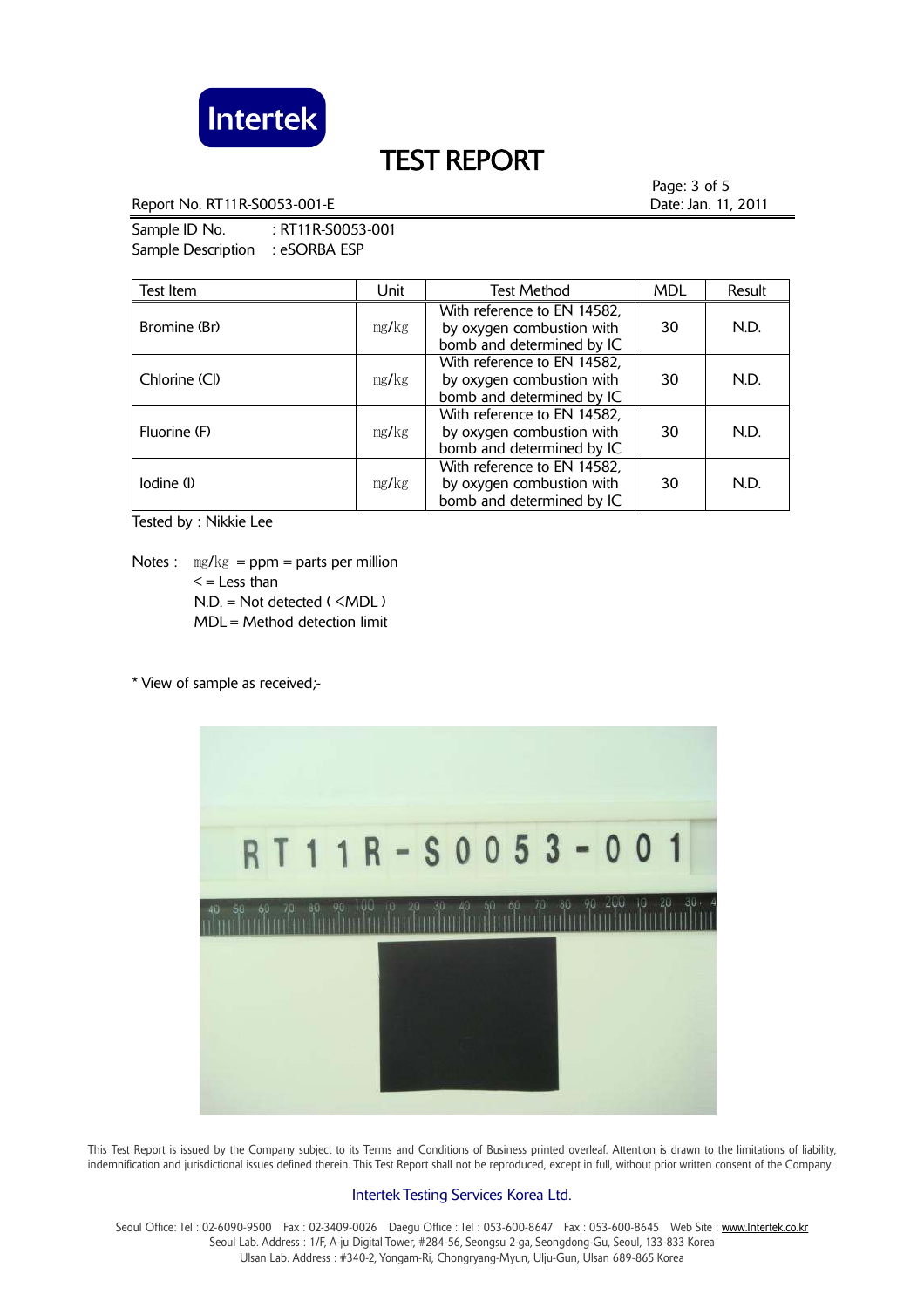Intertek

# TEST REPORT

Report No. RT11R-S0053-001-E

Date: Jan. 11, 2011

Sample ID No. : RT11R-S0053-001
Sample Description : eSORBA ESP

| Test Item | Unit | Test Method | MDL | Result |
|---|---|---|---|---|
| Bromine (Br) | mg/kg | With reference to EN 14582, by oxygen combustion with bomb and determined by IC | 30 | N.D. |
| Chlorine (Cl) | mg/kg | With reference to EN 14582, by oxygen combustion with bomb and determined by IC | 30 | N.D. |
| Fluorine (F) | mg/kg | With reference to EN 14582, by oxygen combustion with bomb and determined by IC | 30 | N.D. |
| Iodine (I) | mg/kg | With reference to EN 14582, by oxygen combustion with bomb and determined by IC | 30 | N.D. |

Tested by : Nikkie Lee

Notes : mg/kg = ppm = parts per million
< = Less than
N.D. = Not detected ( <MDL )
MDL = Method detection limit

* View of sample as received;-

This Test Report is issued by the Company subject to its Terms and Conditions of Business printed overleaf. Attention is drawn to the limitations of liability, indemnification and jurisdictional issues defined therein. This Test Report shall not be reproduced, except in full, without prior written consent of the Company.

Intertek Testing Services Korea Ltd.

Seoul Office: Tel : 02-6090-9500 Fax : 02-3409-0026 Daegu Office : Tel : 053-600-8647 Fax : 053-600-8645 Web Site : www.Intertek.co.kr
Seoul Lab. Address : 1/F, A-ju Digital Tower, #284-56, Seongsu 2-ga, Seongdong-Gu, Seoul, 133-833 Korea
Ulsan Lab. Address : #340-2, Yongam-Ri, Chongryang-Myun, Ulju-Gun, Ulsan 689-865 Korea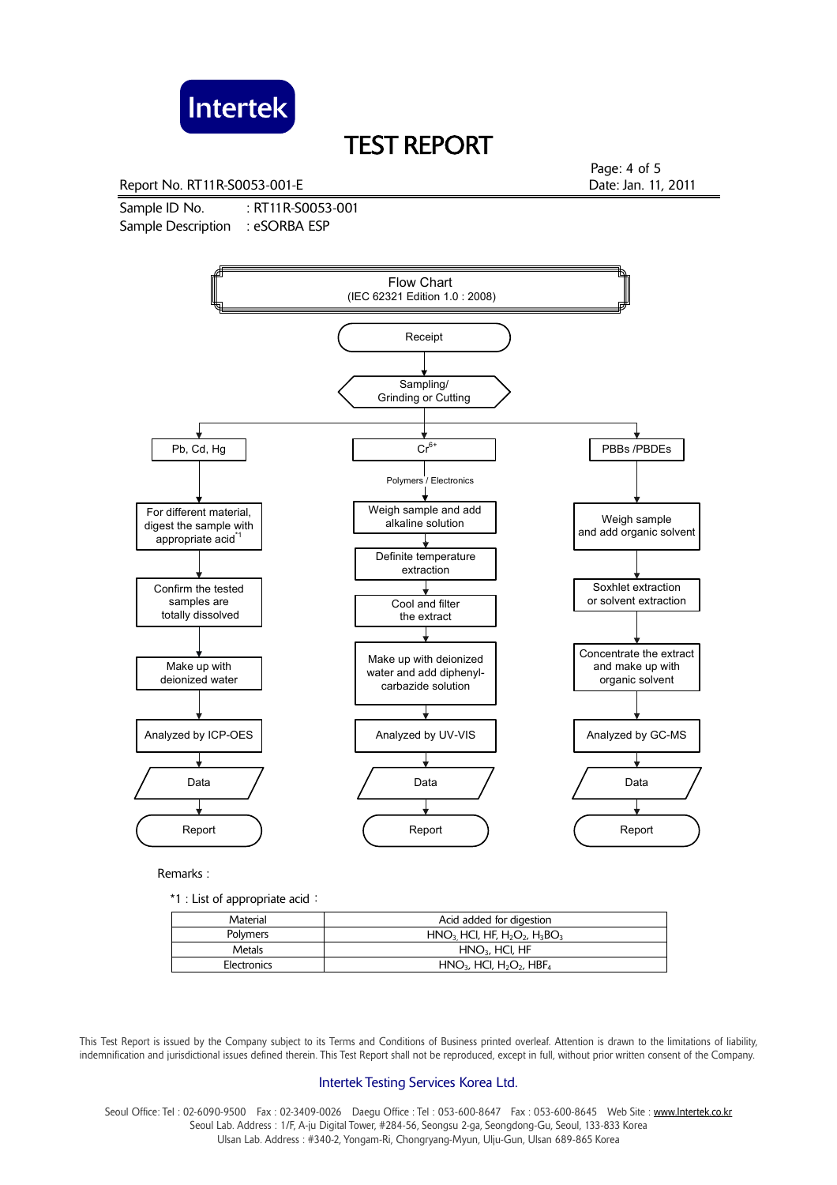# TEST REPORT

Report No. RT11R-S0053-001-E

Date: Jan. 11, 2011

Sample ID No. : RT11R-S0053-001

Sample Description : eSORBA ESP

## Flow Chart
(IEC 62321 Edition 1.0 : 2008)

Receipt

↓

Sampling/ Grinding or Cutting

↓

**Pb, Cd, Hg**

1. For different material, digest the sample with appropriate acid[*1]
2. Confirm the tested samples are totally dissolved
3. Make up with deionized water
4. Analyzed by ICP-OES
5. Data
6. Report

**$Cr^{6+}$**

Polymers / Electronics

1. Weigh sample and add alkaline solution
2. Definite temperature extraction
3. Cool and filter the extract
4. Make up with deionized water and add diphenyl-carbazide solution
5. Analyzed by UV-VIS
6. Data
7. Report

**PBBs /PBDEs**

1. Weigh sample and add organic solvent
2. Soxhlet extraction or solvent extraction
3. Concentrate the extract and make up with organic solvent
4. Analyzed by GC-MS
5. Data
6. Report

Remarks :

*1 : List of appropriate acid :

| Material | Acid added for digestion |
|---|---|
| Polymers | $HNO_3$, HCl, HF, $H_2O_2$, $H_3BO_3$ |
| Metals | $HNO_3$, HCl, HF |
| Electronics | $HNO_3$, HCl, $H_2O_2$, $HBF_4$ |

This Test Report is issued by the Company subject to its Terms and Conditions of Business printed overleaf. Attention is drawn to the limitations of liability, indemnification and jurisdictional issues defined therein. This Test Report shall not be reproduced, except in full, without prior written consent of the Company.

Intertek Testing Services Korea Ltd.

Seoul Office: Tel : 02-6090-9500 Fax : 02-3409-0026 Daegu Office : Tel : 053-600-8647 Fax : 053-600-8645 Web Site : www.Intertek.co.kr
Seoul Lab. Address : 1/F, A-ju Digital Tower, #284-56, Seongsu 2-ga, Seongdong-Gu, Seoul, 133-833 Korea
Ulsan Lab. Address : #340-2, Yongam-Ri, Chongryang-Myun, Ulju-Gun, Ulsan 689-865 Korea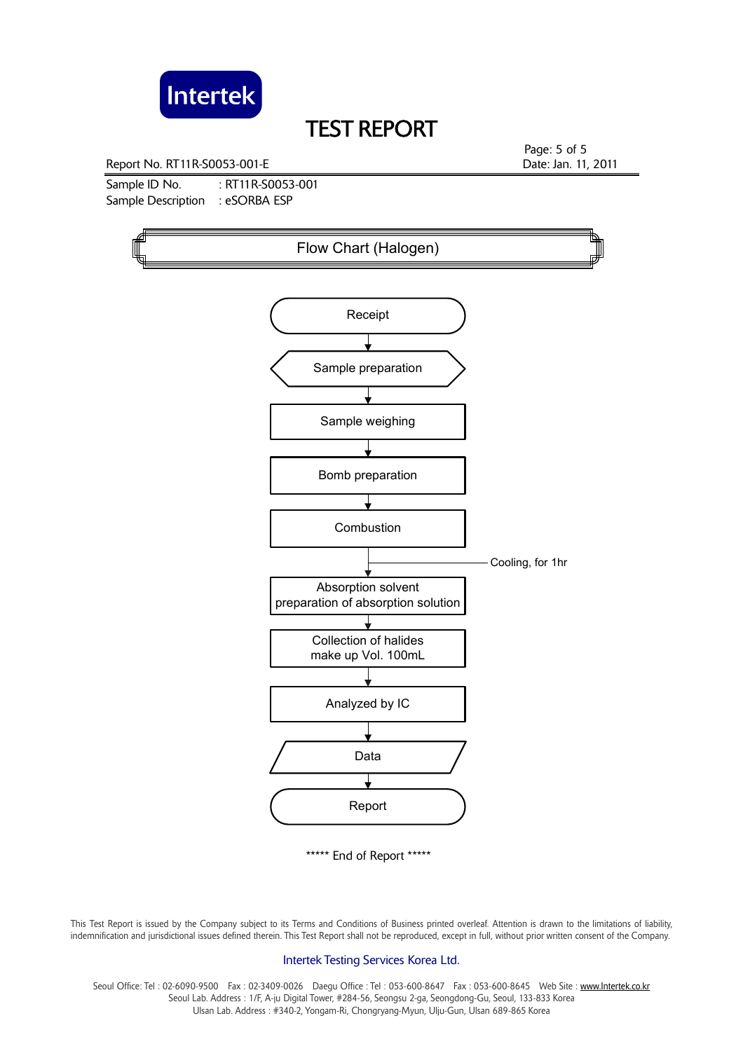Intertek

# TEST REPORT

Report No. RT11R-S0053-001-E

Date: Jan. 11, 2011

Sample ID No. : RT11R-S0053-001

Sample Description : eSORBA ESP

## Flow Chart (Halogen)

Receipt

Sample preparation

Sample weighing

Bomb preparation

Combustion

Cooling, for 1hr

Absorption solvent
preparation of absorption solution

Collection of halides
make up Vol. 100mL

Analyzed by IC

Data

Report

***** End of Report *****

This Test Report is issued by the Company subject to its Terms and Conditions of Business printed overleaf. Attention is drawn to the limitations of liability, indemnification and jurisdictional issues defined therein. This Test Report shall not be reproduced, except in full, without prior written consent of the Company.

Intertek Testing Services Korea Ltd.

Seoul Office: Tel : 02-6090-9500 Fax : 02-3409-0026 Daegu Office : Tel : 053-600-8647 Fax : 053-600-8645 Web Site : www.Intertek.co.kr
Seoul Lab. Address : 1/F, A-ju Digital Tower, #284-56, Seongsu 2-ga, Seongdong-Gu, Seoul, 133-833 Korea
Ulsan Lab. Address : #340-2, Yongam-Ri, Chongryang-Myun, Ulju-Gun, Ulsan 689-865 Korea